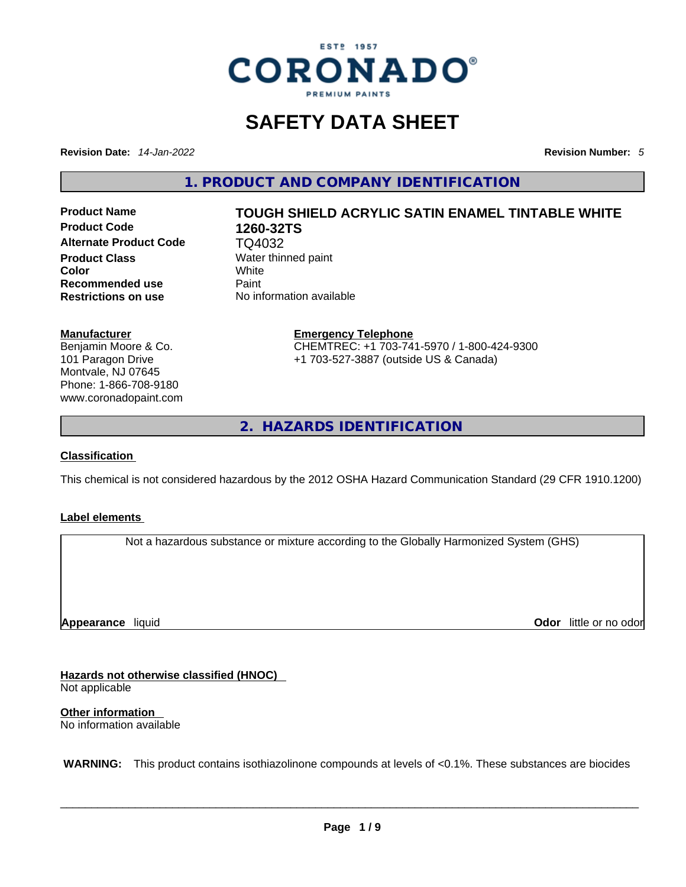CORONADO® PREMIUM PAINTS — ESTD 1957

# SAFETY DATA SHEET

**Revision Date:** *14-Jan-2022* **Revision Number:** *5*

## 1. PRODUCT AND COMPANY IDENTIFICATION

| | |
|---|---|
| **Product Name** | **TOUGH SHIELD ACRYLIC SATIN ENAMEL TINTABLE WHITE** |
| **Product Code** | **1260-32TS** |
| **Alternate Product Code** | TQ4032 |
| **Product Class** | Water thinned paint |
| **Color** | White |
| **Recommended use** | Paint |
| **Restrictions on use** | No information available |

**Manufacturer**
Benjamin Moore & Co.
101 Paragon Drive
Montvale, NJ 07645
Phone: 1-866-708-9180
www.coronadopaint.com

**Emergency Telephone**
CHEMTREC: +1 703-741-5970 / 1-800-424-9300
+1 703-527-3887 (outside US & Canada)

## 2. HAZARDS IDENTIFICATION

**Classification**

This chemical is not considered hazardous by the 2012 OSHA Hazard Communication Standard (29 CFR 1910.1200)

**Label elements**

Not a hazardous substance or mixture according to the Globally Harmonized System (GHS)

**Appearance** liquid **Odor** little or no odor

**Hazards not otherwise classified (HNOC)**
Not applicable

**Other information**
No information available

**WARNING:** This product contains isothiazolinone compounds at levels of <0.1%. These substances are biocides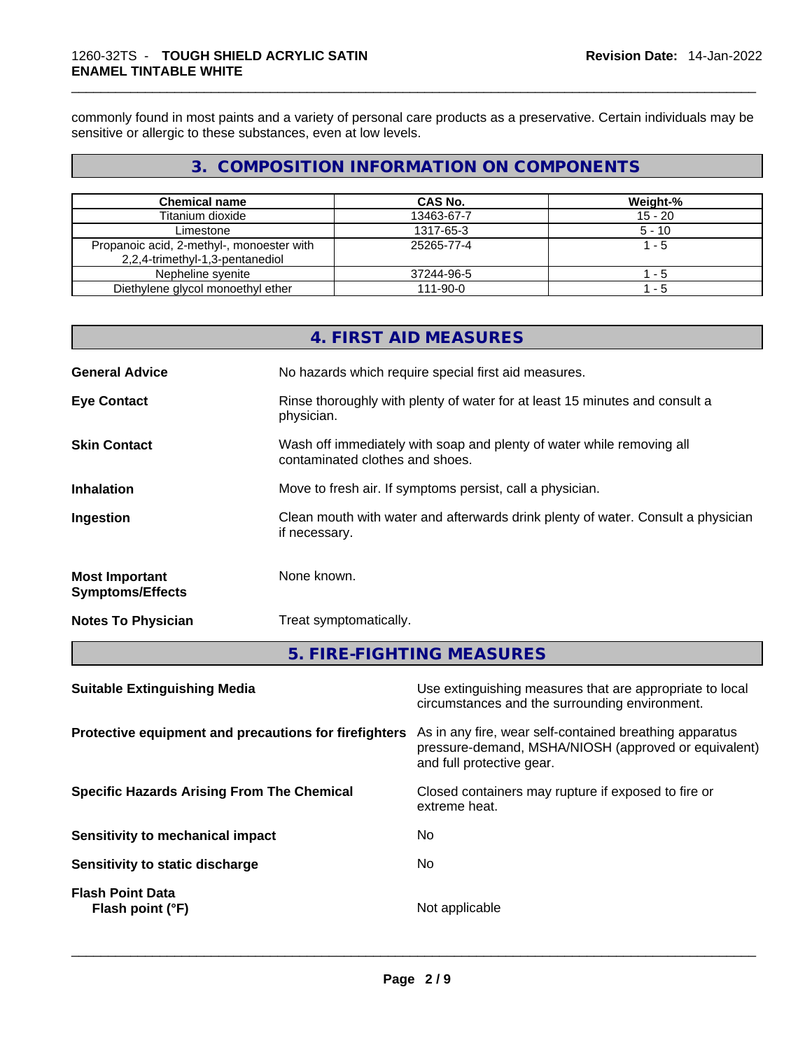commonly found in most paints and a variety of personal care products as a preservative. Certain individuals may be sensitive or allergic to these substances, even at low levels.

## 3. COMPOSITION INFORMATION ON COMPONENTS

| Chemical name | CAS No. | Weight-% |
| --- | --- | --- |
| Titanium dioxide | 13463-67-7 | 15 - 20 |
| Limestone | 1317-65-3 | 5 - 10 |
| Propanoic acid, 2-methyl-, monoester with 2,2,4-trimethyl-1,3-pentanediol | 25265-77-4 | 1 - 5 |
| Nepheline syenite | 37244-96-5 | 1 - 5 |
| Diethylene glycol monoethyl ether | 111-90-0 | 1 - 5 |

## 4. FIRST AID MEASURES

**General Advice**: No hazards which require special first aid measures.

**Eye Contact**: Rinse thoroughly with plenty of water for at least 15 minutes and consult a physician.

**Skin Contact**: Wash off immediately with soap and plenty of water while removing all contaminated clothes and shoes.

**Inhalation**: Move to fresh air. If symptoms persist, call a physician.

**Ingestion**: Clean mouth with water and afterwards drink plenty of water. Consult a physician if necessary.

**Most Important Symptoms/Effects**: None known.

**Notes To Physician**: Treat symptomatically.

## 5. FIRE-FIGHTING MEASURES

**Suitable Extinguishing Media**: Use extinguishing measures that are appropriate to local circumstances and the surrounding environment.

**Protective equipment and precautions for firefighters**: As in any fire, wear self-contained breathing apparatus pressure-demand, MSHA/NIOSH (approved or equivalent) and full protective gear.

**Specific Hazards Arising From The Chemical**: Closed containers may rupture if exposed to fire or extreme heat.

**Sensitivity to mechanical impact**: No

**Sensitivity to static discharge**: No

**Flash Point Data**
**Flash point (°F)**: Not applicable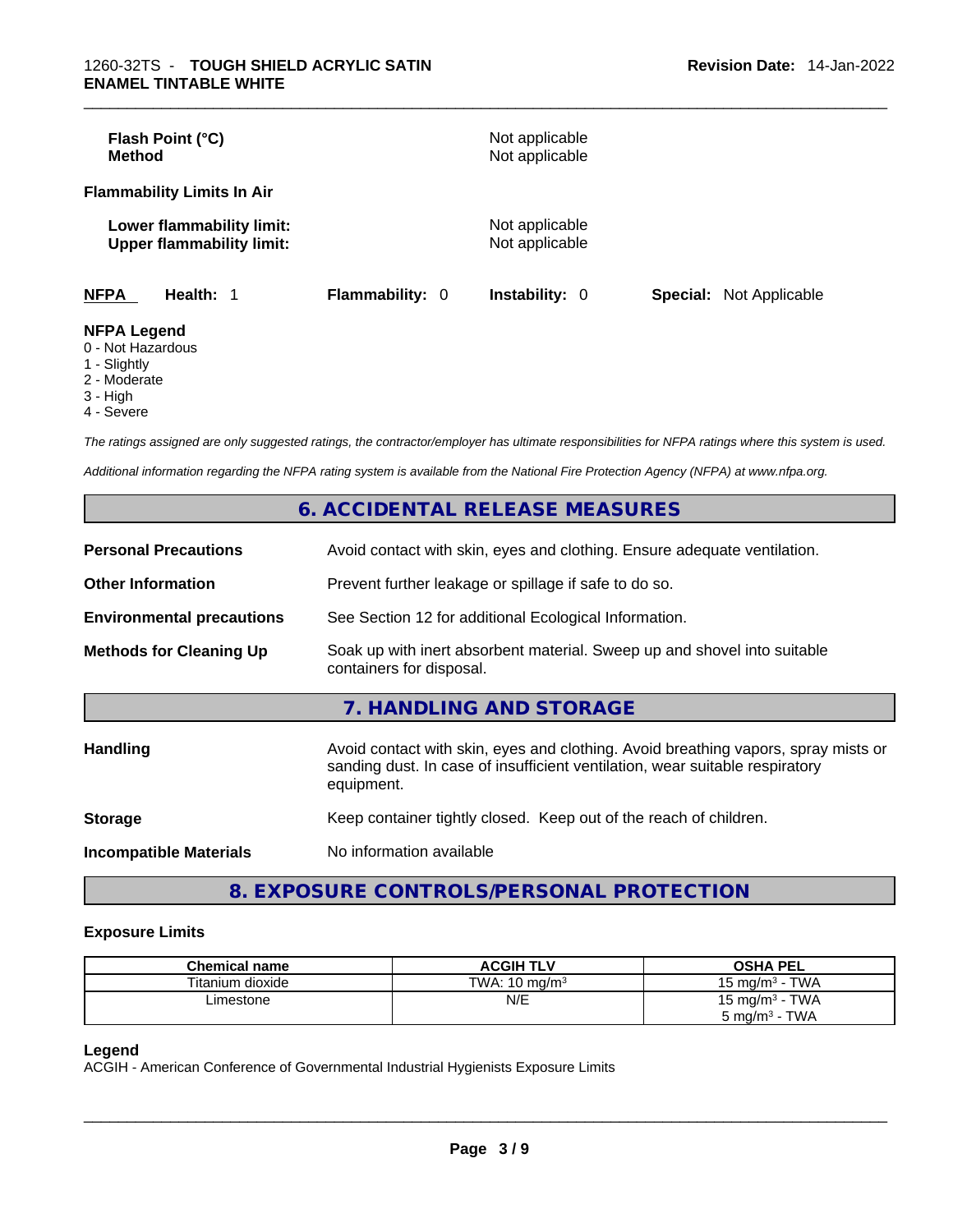**Flash Point (°C)** Not applicable
**Method** Not applicable

**Flammability Limits In Air**

**Lower flammability limit:** Not applicable
**Upper flammability limit:** Not applicable

**NFPA** **Health:** 1 **Flammability:** 0 **Instability:** 0 **Special:** Not Applicable

**NFPA Legend**
0 - Not Hazardous
1 - Slightly
2 - Moderate
3 - High
4 - Severe

*The ratings assigned are only suggested ratings, the contractor/employer has ultimate responsibilities for NFPA ratings where this system is used.*

*Additional information regarding the NFPA rating system is available from the National Fire Protection Agency (NFPA) at www.nfpa.org.*

## 6. ACCIDENTAL RELEASE MEASURES

**Personal Precautions** Avoid contact with skin, eyes and clothing. Ensure adequate ventilation.

**Other Information** Prevent further leakage or spillage if safe to do so.

**Environmental precautions** See Section 12 for additional Ecological Information.

**Methods for Cleaning Up** Soak up with inert absorbent material. Sweep up and shovel into suitable containers for disposal.

## 7. HANDLING AND STORAGE

**Handling** Avoid contact with skin, eyes and clothing. Avoid breathing vapors, spray mists or sanding dust. In case of insufficient ventilation, wear suitable respiratory equipment.

**Storage** Keep container tightly closed. Keep out of the reach of children.

**Incompatible Materials** No information available

## 8. EXPOSURE CONTROLS/PERSONAL PROTECTION

### Exposure Limits

| Chemical name | ACGIH TLV | OSHA PEL |
|---|---|---|
| Titanium dioxide | TWA: 10 mg/m³ | 15 mg/m³ - TWA |
| Limestone | N/E | 15 mg/m³ - TWA<br>5 mg/m³ - TWA |

**Legend**
ACGIH - American Conference of Governmental Industrial Hygienists Exposure Limits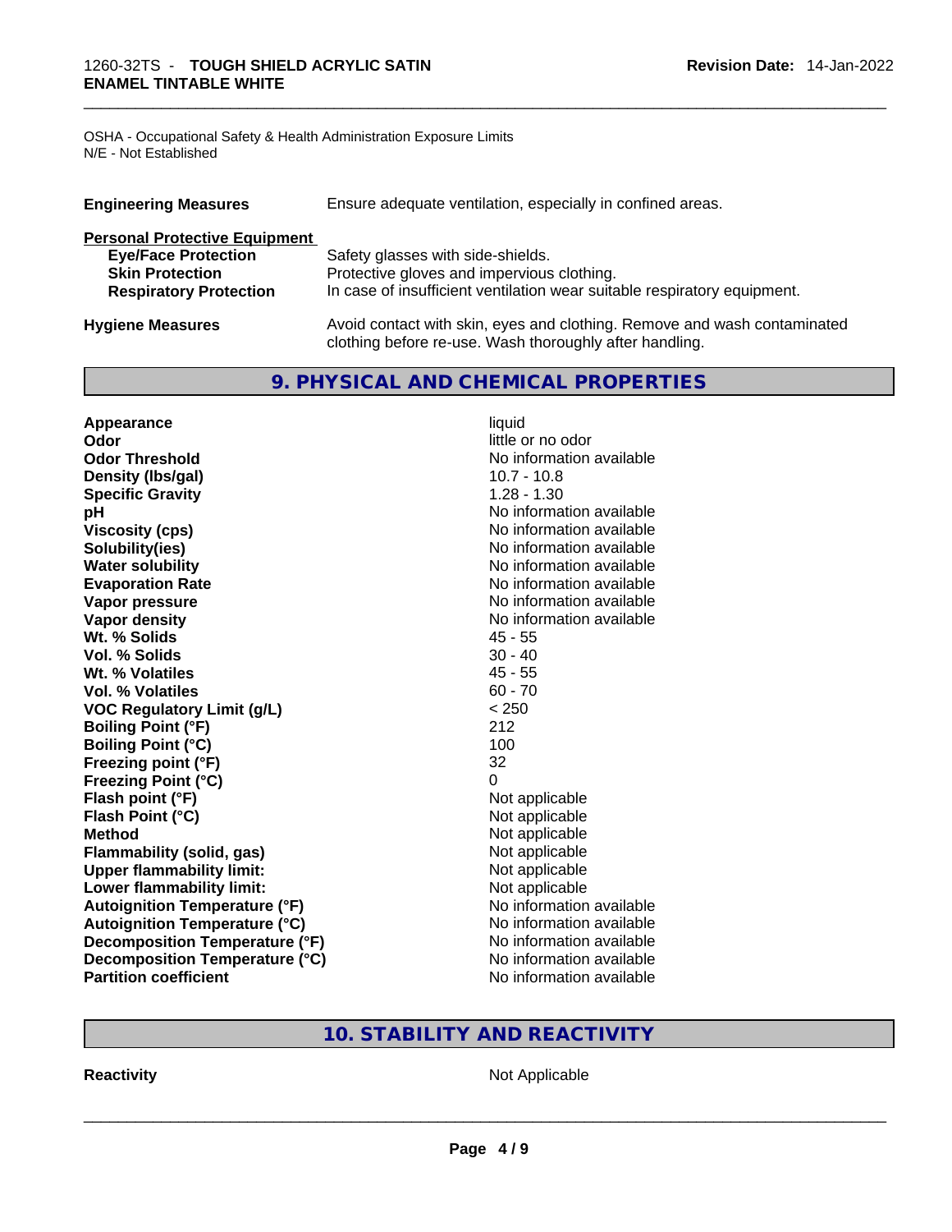OSHA - Occupational Safety & Health Administration Exposure Limits
N/E - Not Established

| | |
|---|---|
| **Engineering Measures** | Ensure adequate ventilation, especially in confined areas. |

**Personal Protective Equipment**

| | |
|---|---|
| **Eye/Face Protection** | Safety glasses with side-shields. |
| **Skin Protection** | Protective gloves and impervious clothing. |
| **Respiratory Protection** | In case of insufficient ventilation wear suitable respiratory equipment. |

| | |
|---|---|
| **Hygiene Measures** | Avoid contact with skin, eyes and clothing. Remove and wash contaminated clothing before re-use. Wash thoroughly after handling. |

## 9. PHYSICAL AND CHEMICAL PROPERTIES

| | |
|---|---|
| **Appearance** | liquid |
| **Odor** | little or no odor |
| **Odor Threshold** | No information available |
| **Density (lbs/gal)** | 10.7 - 10.8 |
| **Specific Gravity** | 1.28 - 1.30 |
| **pH** | No information available |
| **Viscosity (cps)** | No information available |
| **Solubility(ies)** | No information available |
| **Water solubility** | No information available |
| **Evaporation Rate** | No information available |
| **Vapor pressure** | No information available |
| **Vapor density** | No information available |
| **Wt. % Solids** | 45 - 55 |
| **Vol. % Solids** | 30 - 40 |
| **Wt. % Volatiles** | 45 - 55 |
| **Vol. % Volatiles** | 60 - 70 |
| **VOC Regulatory Limit (g/L)** | < 250 |
| **Boiling Point (°F)** | 212 |
| **Boiling Point (°C)** | 100 |
| **Freezing point (°F)** | 32 |
| **Freezing Point (°C)** | 0 |
| **Flash point (°F)** | Not applicable |
| **Flash Point (°C)** | Not applicable |
| **Method** | Not applicable |
| **Flammability (solid, gas)** | Not applicable |
| **Upper flammability limit:** | Not applicable |
| **Lower flammability limit:** | Not applicable |
| **Autoignition Temperature (°F)** | No information available |
| **Autoignition Temperature (°C)** | No information available |
| **Decomposition Temperature (°F)** | No information available |
| **Decomposition Temperature (°C)** | No information available |
| **Partition coefficient** | No information available |

## 10. STABILITY AND REACTIVITY

| | |
|---|---|
| **Reactivity** | Not Applicable |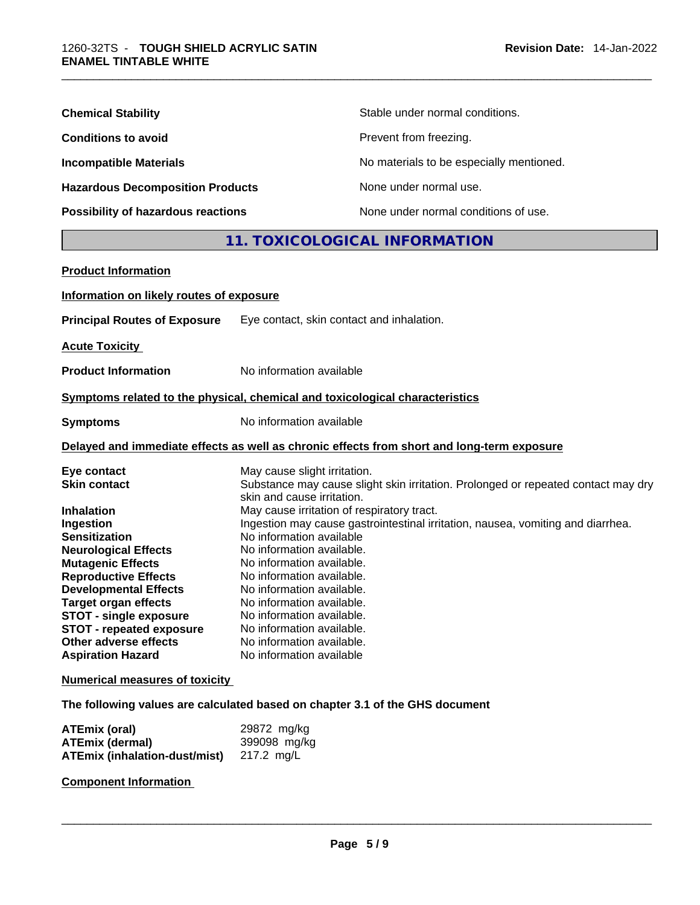| | |
|---|---|
| **Chemical Stability** | Stable under normal conditions. |
| **Conditions to avoid** | Prevent from freezing. |
| **Incompatible Materials** | No materials to be especially mentioned. |
| **Hazardous Decomposition Products** | None under normal use. |
| **Possibility of hazardous reactions** | None under normal conditions of use. |

## 11. TOXICOLOGICAL INFORMATION

**Product Information**

**Information on likely routes of exposure**

**Principal Routes of Exposure** Eye contact, skin contact and inhalation.

**Acute Toxicity**

**Product Information** No information available

**Symptoms related to the physical, chemical and toxicological characteristics**

**Symptoms** No information available

**Delayed and immediate effects as well as chronic effects from short and long-term exposure**

| | |
|---|---|
| **Eye contact** | May cause slight irritation. |
| **Skin contact** | Substance may cause slight skin irritation. Prolonged or repeated contact may dry skin and cause irritation. |
| **Inhalation** | May cause irritation of respiratory tract. |
| **Ingestion** | Ingestion may cause gastrointestinal irritation, nausea, vomiting and diarrhea. |
| **Sensitization** | No information available |
| **Neurological Effects** | No information available. |
| **Mutagenic Effects** | No information available. |
| **Reproductive Effects** | No information available. |
| **Developmental Effects** | No information available. |
| **Target organ effects** | No information available. |
| **STOT - single exposure** | No information available. |
| **STOT - repeated exposure** | No information available. |
| **Other adverse effects** | No information available. |
| **Aspiration Hazard** | No information available |

**Numerical measures of toxicity**

**The following values are calculated based on chapter 3.1 of the GHS document**

| | |
|---|---|
| **ATEmix (oral)** | 29872 mg/kg |
| **ATEmix (dermal)** | 399098 mg/kg |
| **ATEmix (inhalation-dust/mist)** | 217.2 mg/L |

**Component Information**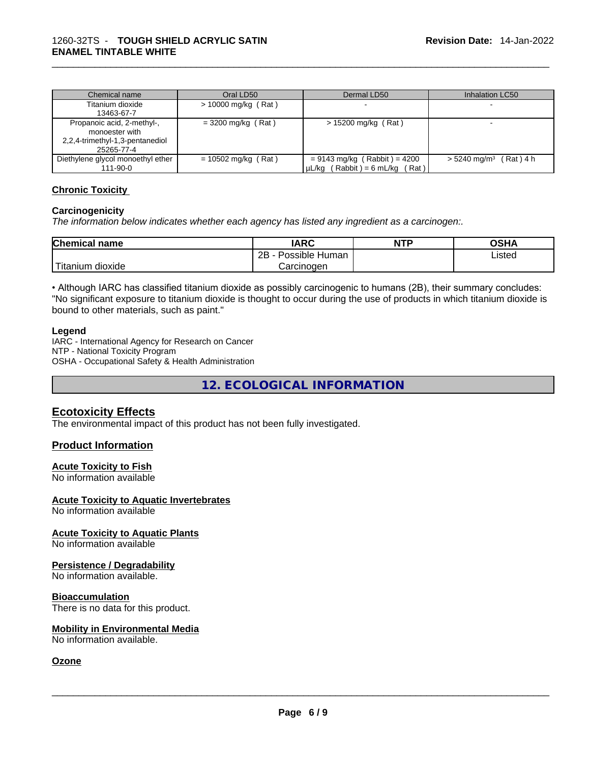| Chemical name | Oral LD50 | Dermal LD50 | Inhalation LC50 |
| --- | --- | --- | --- |
| Titanium dioxide<br>13463-67-7 | > 10000 mg/kg ( Rat ) | - | - |
| Propanoic acid, 2-methyl-, monoester with 2,2,4-trimethyl-1,3-pentanediol<br>25265-77-4 | = 3200 mg/kg ( Rat ) | > 15200 mg/kg ( Rat ) | - |
| Diethylene glycol monoethyl ether<br>111-90-0 | = 10502 mg/kg ( Rat ) | = 9143 mg/kg ( Rabbit ) = 4200 µL/kg ( Rabbit ) = 6 mL/kg ( Rat ) | > 5240 mg/m³ ( Rat ) 4 h |

### Chronic Toxicity

**Carcinogenicity**

*The information below indicates whether each agency has listed any ingredient as a carcinogen:.*

| Chemical name | IARC | NTP | OSHA |
| --- | --- | --- | --- |
| Titanium dioxide | 2B - Possible Human Carcinogen | | Listed |

• Although IARC has classified titanium dioxide as possibly carcinogenic to humans (2B), their summary concludes: "No significant exposure to titanium dioxide is thought to occur during the use of products in which titanium dioxide is bound to other materials, such as paint."

**Legend**

IARC - International Agency for Research on Cancer
NTP - National Toxicity Program
OSHA - Occupational Safety & Health Administration

## 12. ECOLOGICAL INFORMATION

### Ecotoxicity Effects

The environmental impact of this product has not been fully investigated.

### Product Information

**Acute Toxicity to Fish**

No information available

**Acute Toxicity to Aquatic Invertebrates**

No information available

**Acute Toxicity to Aquatic Plants**

No information available

**Persistence / Degradability**

No information available.

**Bioaccumulation**

There is no data for this product.

**Mobility in Environmental Media**

No information available.

**Ozone**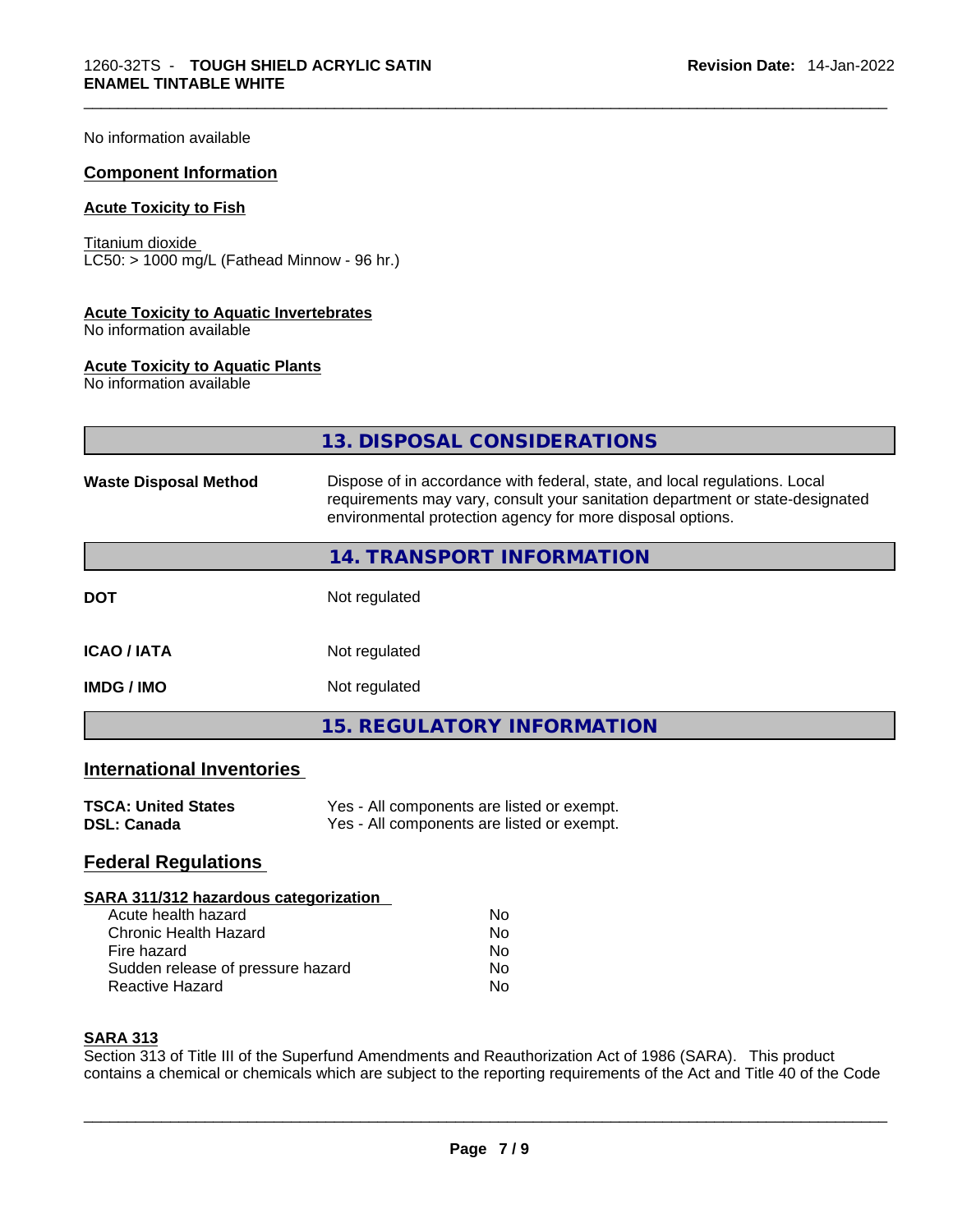No information available

## Component Information

### Acute Toxicity to Fish

Titanium dioxide
LC50: > 1000 mg/L (Fathead Minnow - 96 hr.)

### Acute Toxicity to Aquatic Invertebrates

No information available

### Acute Toxicity to Aquatic Plants

No information available

## 13. DISPOSAL CONSIDERATIONS

**Waste Disposal Method** Dispose of in accordance with federal, state, and local regulations. Local requirements may vary, consult your sanitation department or state-designated environmental protection agency for more disposal options.

## 14. TRANSPORT INFORMATION

| | |
|---|---|
| **DOT** | Not regulated |
| **ICAO / IATA** | Not regulated |
| **IMDG / IMO** | Not regulated |

## 15. REGULATORY INFORMATION

### International Inventories

| | |
|---|---|
| **TSCA: United States** | Yes - All components are listed or exempt. |
| **DSL: Canada** | Yes - All components are listed or exempt. |

### Federal Regulations

#### SARA 311/312 hazardous categorization

| | |
|---|---|
| Acute health hazard | No |
| Chronic Health Hazard | No |
| Fire hazard | No |
| Sudden release of pressure hazard | No |
| Reactive Hazard | No |

#### SARA 313

Section 313 of Title III of the Superfund Amendments and Reauthorization Act of 1986 (SARA). This product contains a chemical or chemicals which are subject to the reporting requirements of the Act and Title 40 of the Code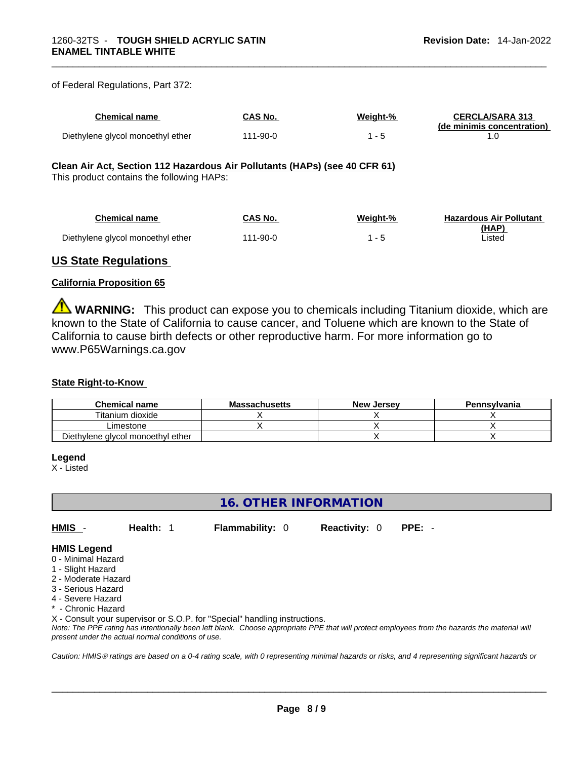of Federal Regulations, Part 372:

| Chemical name | CAS No. | Weight-% | CERCLA/SARA 313 (de minimis concentration) |
|---|---|---|---|
| Diethylene glycol monoethyl ether | 111-90-0 | 1 - 5 | 1.0 |

**Clean Air Act, Section 112 Hazardous Air Pollutants (HAPs) (see 40 CFR 61)**

This product contains the following HAPs:

| Chemical name | CAS No. | Weight-% | Hazardous Air Pollutant (HAP) |
|---|---|---|---|
| Diethylene glycol monoethyl ether | 111-90-0 | 1 - 5 | Listed |

## US State Regulations

### California Proposition 65

⚠ **WARNING:** This product can expose you to chemicals including Titanium dioxide, which are known to the State of California to cause cancer, and Toluene which are known to the State of California to cause birth defects or other reproductive harm. For more information go to www.P65Warnings.ca.gov

### State Right-to-Know

| Chemical name | Massachusetts | New Jersey | Pennsylvania |
|---|---|---|---|
| Titanium dioxide | X | X | X |
| Limestone | X | X | X |
| Diethylene glycol monoethyl ether | | X | X |

**Legend**

X - Listed

## 16. OTHER INFORMATION

**HMIS** - **Health:** 1 **Flammability:** 0 **Reactivity:** 0 **PPE:** -

**HMIS Legend**

0 - Minimal Hazard
1 - Slight Hazard
2 - Moderate Hazard
3 - Serious Hazard
4 - Severe Hazard
* - Chronic Hazard
X - Consult your supervisor or S.O.P. for "Special" handling instructions.

*Note: The PPE rating has intentionally been left blank. Choose appropriate PPE that will protect employees from the hazards the material will present under the actual normal conditions of use.*

*Caution: HMIS® ratings are based on a 0-4 rating scale, with 0 representing minimal hazards or risks, and 4 representing significant hazards or*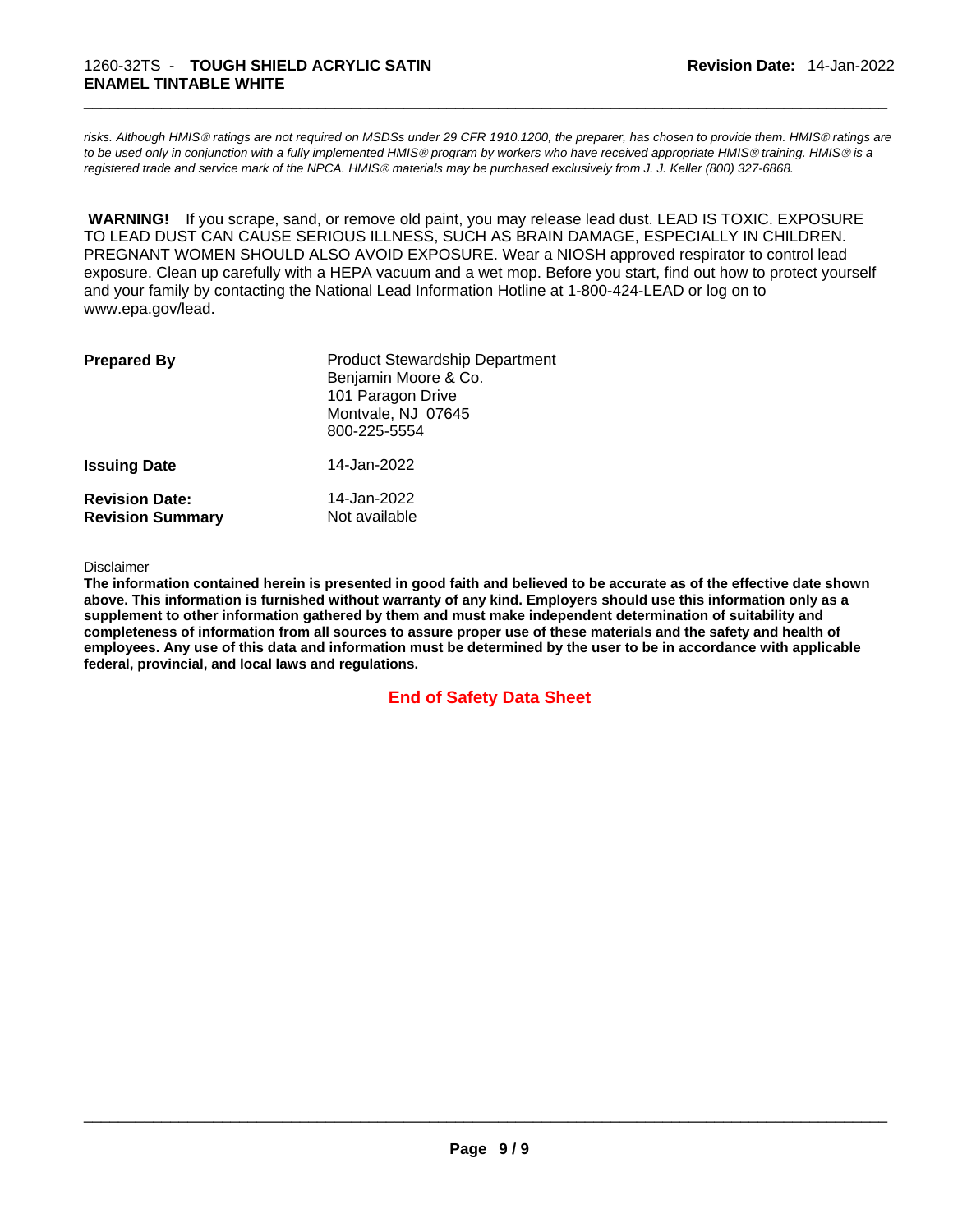*risks. Although HMIS® ratings are not required on MSDSs under 29 CFR 1910.1200, the preparer, has chosen to provide them. HMIS® ratings are to be used only in conjunction with a fully implemented HMIS® program by workers who have received appropriate HMIS® training. HMIS® is a registered trade and service mark of the NPCA. HMIS® materials may be purchased exclusively from J. J. Keller (800) 327-6868.*

**WARNING!** If you scrape, sand, or remove old paint, you may release lead dust. LEAD IS TOXIC. EXPOSURE TO LEAD DUST CAN CAUSE SERIOUS ILLNESS, SUCH AS BRAIN DAMAGE, ESPECIALLY IN CHILDREN. PREGNANT WOMEN SHOULD ALSO AVOID EXPOSURE. Wear a NIOSH approved respirator to control lead exposure. Clean up carefully with a HEPA vacuum and a wet mop. Before you start, find out how to protect yourself and your family by contacting the National Lead Information Hotline at 1-800-424-LEAD or log on to www.epa.gov/lead.

| | |
|---|---|
| **Prepared By** | Product Stewardship Department<br>Benjamin Moore & Co.<br>101 Paragon Drive<br>Montvale, NJ 07645<br>800-225-5554 |
| **Issuing Date** | 14-Jan-2022 |
| **Revision Date:** | 14-Jan-2022 |
| **Revision Summary** | Not available |

Disclaimer

**The information contained herein is presented in good faith and believed to be accurate as of the effective date shown above. This information is furnished without warranty of any kind. Employers should use this information only as a supplement to other information gathered by them and must make independent determination of suitability and completeness of information from all sources to assure proper use of these materials and the safety and health of employees. Any use of this data and information must be determined by the user to be in accordance with applicable federal, provincial, and local laws and regulations.**

**End of Safety Data Sheet**